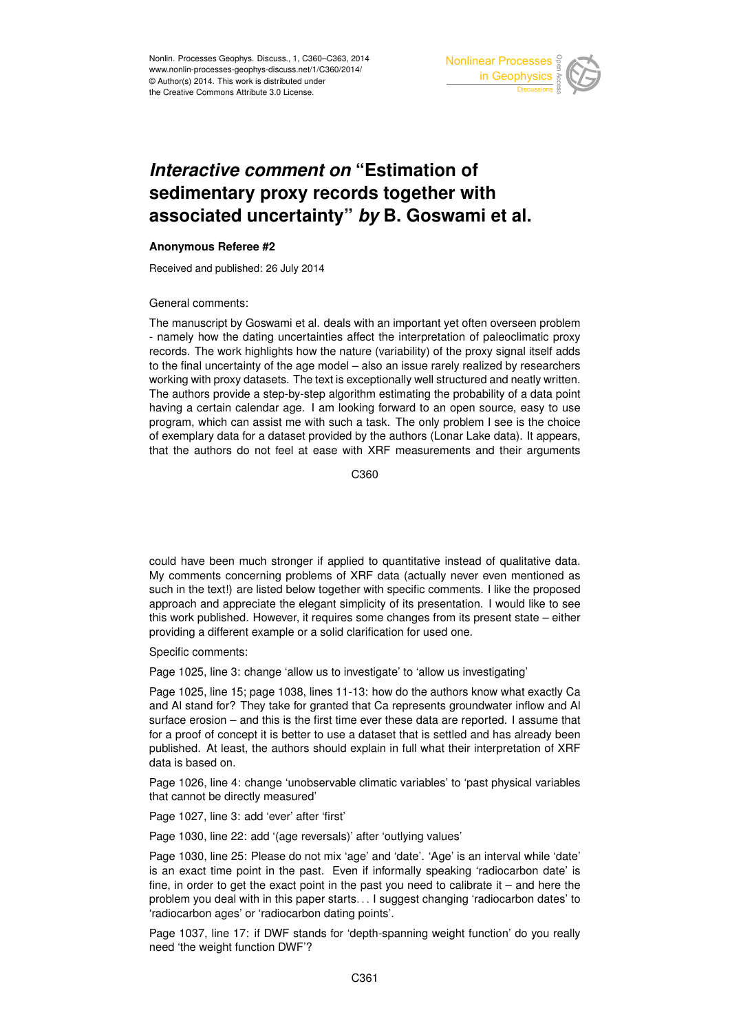# *Interactive comment on* "Estimation of sedimentary proxy records together with associated uncertainty" *by* B. Goswami et al.

**Anonymous Referee #2**

Received and published: 26 July 2014

General comments:

The manuscript by Goswami et al. deals with an important yet often overseen problem - namely how the dating uncertainties affect the interpretation of paleoclimatic proxy records. The work highlights how the nature (variability) of the proxy signal itself adds to the final uncertainty of the age model – also an issue rarely realized by researchers working with proxy datasets. The text is exceptionally well structured and neatly written. The authors provide a step-by-step algorithm estimating the probability of a data point having a certain calendar age. I am looking forward to an open source, easy to use program, which can assist me with such a task. The only problem I see is the choice of exemplary data for a dataset provided by the authors (Lonar Lake data). It appears, that the authors do not feel at ease with XRF measurements and their arguments could have been much stronger if applied to quantitative instead of qualitative data. My comments concerning problems of XRF data (actually never even mentioned as such in the text!) are listed below together with specific comments. I like the proposed approach and appreciate the elegant simplicity of its presentation. I would like to see this work published. However, it requires some changes from its present state – either providing a different example or a solid clarification for used one.

Specific comments:

Page 1025, line 3: change 'allow us to investigate' to 'allow us investigating'

Page 1025, line 15; page 1038, lines 11-13: how do the authors know what exactly Ca and Al stand for? They take for granted that Ca represents groundwater inflow and Al surface erosion – and this is the first time ever these data are reported. I assume that for a proof of concept it is better to use a dataset that is settled and has already been published. At least, the authors should explain in full what their interpretation of XRF data is based on.

Page 1026, line 4: change 'unobservable climatic variables' to 'past physical variables that cannot be directly measured'

Page 1027, line 3: add 'ever' after 'first'

Page 1030, line 22: add '(age reversals)' after 'outlying values'

Page 1030, line 25: Please do not mix 'age' and 'date'. 'Age' is an interval while 'date' is an exact time point in the past. Even if informally speaking 'radiocarbon date' is fine, in order to get the exact point in the past you need to calibrate it – and here the problem you deal with in this paper starts... I suggest changing 'radiocarbon dates' to 'radiocarbon ages' or 'radiocarbon dating points'.

Page 1037, line 17: if DWF stands for 'depth-spanning weight function' do you really need 'the weight function DWF'?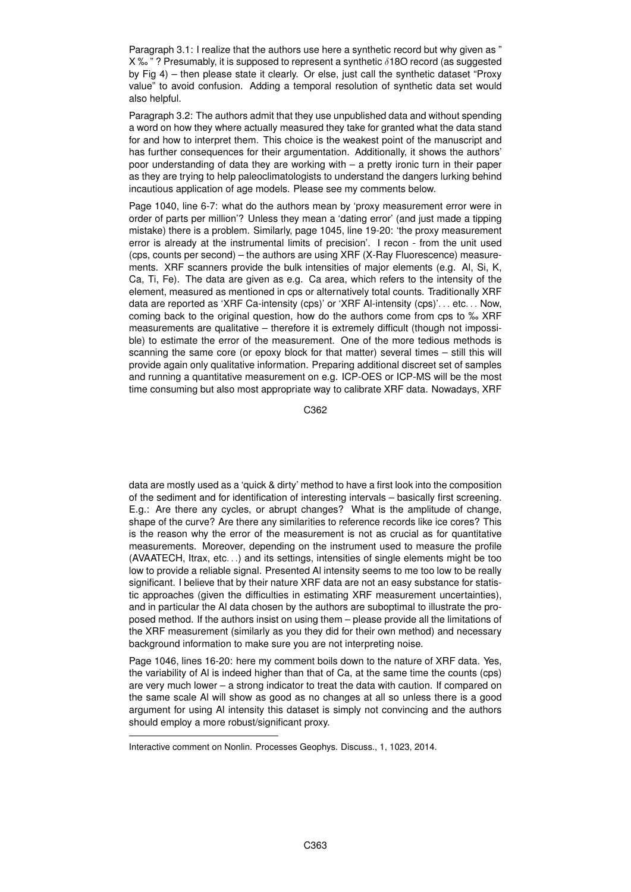Paragraph 3.1: I realize that the authors use here a synthetic record but why given as " X ‰ " ? Presumably, it is supposed to represent a synthetic $\delta$18O record (as suggested by Fig 4) – then please state it clearly. Or else, just call the synthetic dataset "Proxy value" to avoid confusion. Adding a temporal resolution of synthetic data set would also helpful.

Paragraph 3.2: The authors admit that they use unpublished data and without spending a word on how they where actually measured they take for granted what the data stand for and how to interpret them. This choice is the weakest point of the manuscript and has further consequences for their argumentation. Additionally, it shows the authors' poor understanding of data they are working with – a pretty ironic turn in their paper as they are trying to help paleoclimatologists to understand the dangers lurking behind incautious application of age models. Please see my comments below.

Page 1040, line 6-7: what do the authors mean by 'proxy measurement error were in order of parts per million'? Unless they mean a 'dating error' (and just made a tipping mistake) there is a problem. Similarly, page 1045, line 19-20: 'the proxy measurement error is already at the instrumental limits of precision'. I recon - from the unit used (cps, counts per second) – the authors are using XRF (X-Ray Fluorescence) measurements. XRF scanners provide the bulk intensities of major elements (e.g. Al, Si, K, Ca, Ti, Fe). The data are given as e.g. Ca area, which refers to the intensity of the element, measured as mentioned in cps or alternatively total counts. Traditionally XRF data are reported as 'XRF Ca-intensity (cps)' or 'XRF Al-intensity (cps)'. . . etc. . . Now, coming back to the original question, how do the authors come from cps to ‰ XRF measurements are qualitative – therefore it is extremely difficult (though not impossible) to estimate the error of the measurement. One of the more tedious methods is scanning the same core (or epoxy block for that matter) several times – still this will provide again only qualitative information. Preparing additional discreet set of samples and running a quantitative measurement on e.g. ICP-OES or ICP-MS will be the most time consuming but also most appropriate way to calibrate XRF data. Nowadays, XRF data are mostly used as a 'quick & dirty' method to have a first look into the composition of the sediment and for identification of interesting intervals – basically first screening. E.g.: Are there any cycles, or abrupt changes? What is the amplitude of change, shape of the curve? Are there any similarities to reference records like ice cores? This is the reason why the error of the measurement is not as crucial as for quantitative measurements. Moreover, depending on the instrument used to measure the profile (AVAATECH, Itrax, etc. . .) and its settings, intensities of single elements might be too low to provide a reliable signal. Presented Al intensity seems to me too low to be really significant. I believe that by their nature XRF data are not an easy substance for statistic approaches (given the difficulties in estimating XRF measurement uncertainties), and in particular the Al data chosen by the authors are suboptimal to illustrate the proposed method. If the authors insist on using them – please provide all the limitations of the XRF measurement (similarly as you they did for their own method) and necessary background information to make sure you are not interpreting noise.

Page 1046, lines 16-20: here my comment boils down to the nature of XRF data. Yes, the variability of Al is indeed higher than that of Ca, at the same time the counts (cps) are very much lower – a strong indicator to treat the data with caution. If compared on the same scale Al will show as good as no changes at all so unless there is a good argument for using Al intensity this dataset is simply not convincing and the authors should employ a more robust/significant proxy.

---

Interactive comment on Nonlin. Processes Geophys. Discuss., 1, 1023, 2014.